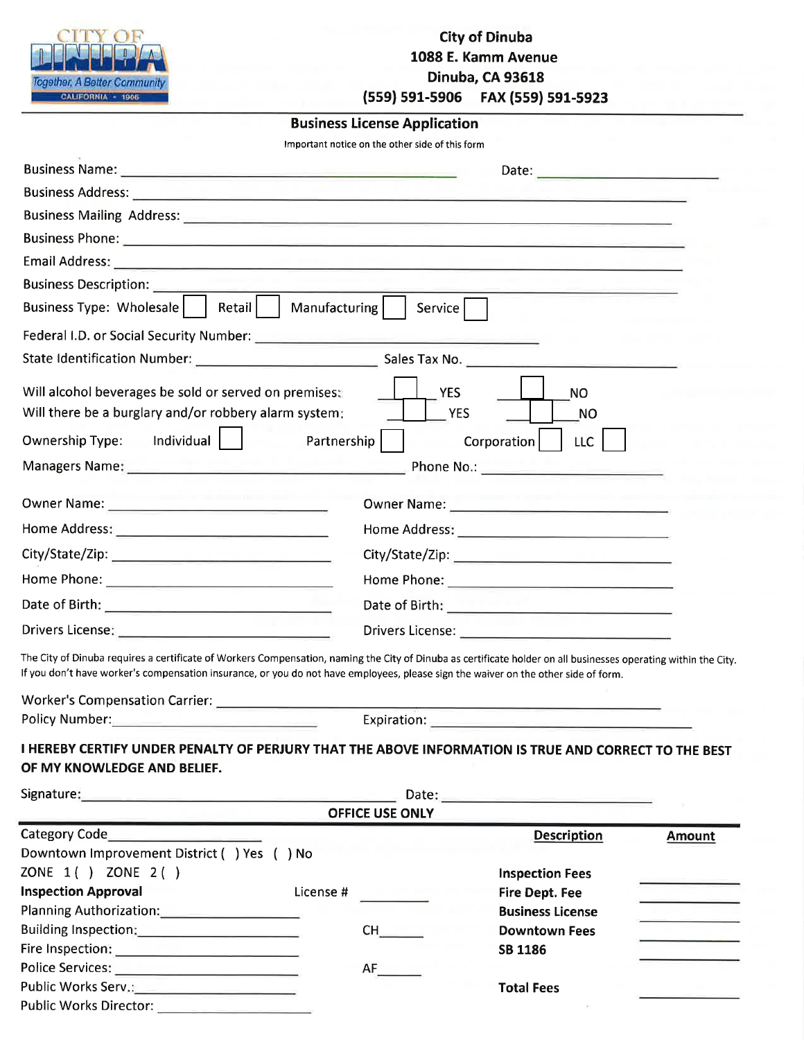CITY OF DINUBA
Together, A Better Community
CALIFORNIA • 1906

**City of Dinuba**
**1088 E. Kamm Avenue**
**Dinuba, CA 93618**
**(559) 591-5906 FAX (559) 591-5923**

## Business License Application

Important notice on the other side of this form

Business Name: ______________________ Date: ______________

Business Address: ______________________

Business Mailing Address: ______________________

Business Phone: ______________________

Email Address: ______________________

Business Description: ______________________

Business Type: Wholesale ☐ Retail ☐ Manufacturing ☐ Service ☐

Federal I.D. or Social Security Number: ______________________

State Identification Number: ______________ Sales Tax No. ______________

Will alcohol beverages be sold or served on premises: ☐ YES ☐ NO

Will there be a burglary and/or robbery alarm system: ☐ YES ☐ NO

Ownership Type: Individual ☐ Partnership ☐ Corporation ☐ LLC ☐

Managers Name: ______________________ Phone No.: ______________

| | |
|---|---|
| Owner Name: | Owner Name: |
| Home Address: | Home Address: |
| City/State/Zip: | City/State/Zip: |
| Home Phone: | Home Phone: |
| Date of Birth: | Date of Birth: |
| Drivers License: | Drivers License: |

The City of Dinuba requires a certificate of Workers Compensation, naming the City of Dinuba as certificate holder on all businesses operating within the City. If you don't have worker's compensation insurance, or you do not have employees, please sign the waiver on the other side of form.

Worker's Compensation Carrier: ______________________

Policy Number: ______________ Expiration: ______________

**I HEREBY CERTIFY UNDER PENALTY OF PERJURY THAT THE ABOVE INFORMATION IS TRUE AND CORRECT TO THE BEST OF MY KNOWLEDGE AND BELIEF.**

Signature: ______________________ Date: ______________

**OFFICE USE ONLY**

Category Code ______________

Downtown Improvement District ( ) Yes ( ) No

ZONE 1 ( ) ZONE 2 ( )

**Inspection Approval** License # ________

Planning Authorization: ______________

Building Inspection: ______________ CH______

Fire Inspection: ______________

Police Services: ______________ AF______

Public Works Serv.: ______________

Public Works Director: ______________

| Description | Amount |
|---|---|
| **Inspection Fees** | |
| **Fire Dept. Fee** | |
| **Business License** | |
| **Downtown Fees** | |
| **SB 1186** | |
| **Total Fees** | |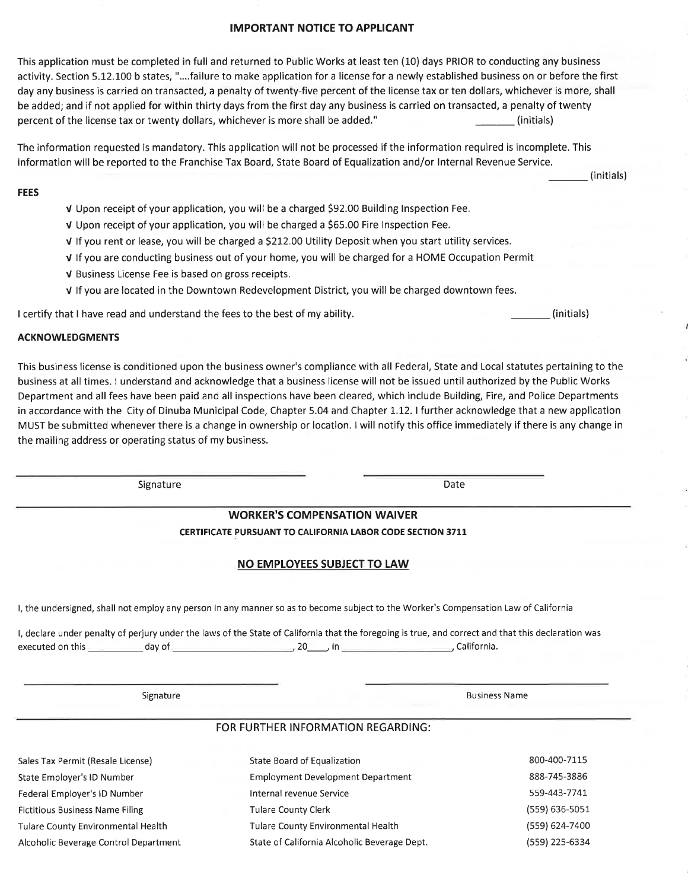## IMPORTANT NOTICE TO APPLICANT

This application must be completed in full and returned to Public Works at least ten (10) days PRIOR to conducting any business activity. Section 5.12.100 b states, "....failure to make application for a license for a newly established business on or before the first day any business is carried on transacted, a penalty of twenty-five percent of the license tax or ten dollars, whichever is more, shall be added; and if not applied for within thirty days from the first day any business is carried on transacted, a penalty of twenty percent of the license tax or twenty dollars, whichever is more shall be added." _______ (initials)

The information requested is mandatory. This application will not be processed if the information required is incomplete. This information will be reported to the Franchise Tax Board, State Board of Equalization and/or Internal Revenue Service.

_______ (initials)

**FEES**

- √ Upon receipt of your application, you will be a charged $92.00 Building Inspection Fee.
- √ Upon receipt of your application, you will be charged a $65.00 Fire Inspection Fee.
- √ If you rent or lease, you will be charged a $212.00 Utility Deposit when you start utility services.
- √ If you are conducting business out of your home, you will be charged for a HOME Occupation Permit
- √ Business License Fee is based on gross receipts.
- √ If you are located in the Downtown Redevelopment District, you will be charged downtown fees.

I certify that I have read and understand the fees to the best of my ability. _______ (initials)

**ACKNOWLEDGMENTS**

This business license is conditioned upon the business owner's compliance with all Federal, State and Local statutes pertaining to the business at all times. I understand and acknowledge that a business license will not be issued until authorized by the Public Works Department and all fees have been paid and all inspections have been cleared, which include Building, Fire, and Police Departments in accordance with the City of Dinuba Municipal Code, Chapter 5.04 and Chapter 1.12. I further acknowledge that a new application MUST be submitted whenever there is a change in ownership or location. I will notify this office immediately if there is any change in the mailing address or operating status of my business.

_______________________________ Signature

_______________________________ Date

## WORKER'S COMPENSATION WAIVER

**CERTIFICATE PURSUANT TO CALIFORNIA LABOR CODE SECTION 3711**

### NO EMPLOYEES SUBJECT TO LAW

I, the undersigned, shall not employ any person in any manner so as to become subject to the Worker's Compensation Law of California

I, declare under penalty of perjury under the laws of the State of California that the foregoing is true, and correct and that this declaration was executed on this __________ day of ______________________, 20____, in ____________________, California.

_______________________________ Signature

_______________________________ Business Name

## FOR FURTHER INFORMATION REGARDING:

| | | |
|---|---|---|
| Sales Tax Permit (Resale License) | State Board of Equalization | 800-400-7115 |
| State Employer's ID Number | Employment Development Department | 888-745-3886 |
| Federal Employer's ID Number | Internal revenue Service | 559-443-7741 |
| Fictitious Business Name Filing | Tulare County Clerk | (559) 636-5051 |
| Tulare County Environmental Health | Tulare County Environmental Health | (559) 624-7400 |
| Alcoholic Beverage Control Department | State of California Alcoholic Beverage Dept. | (559) 225-6334 |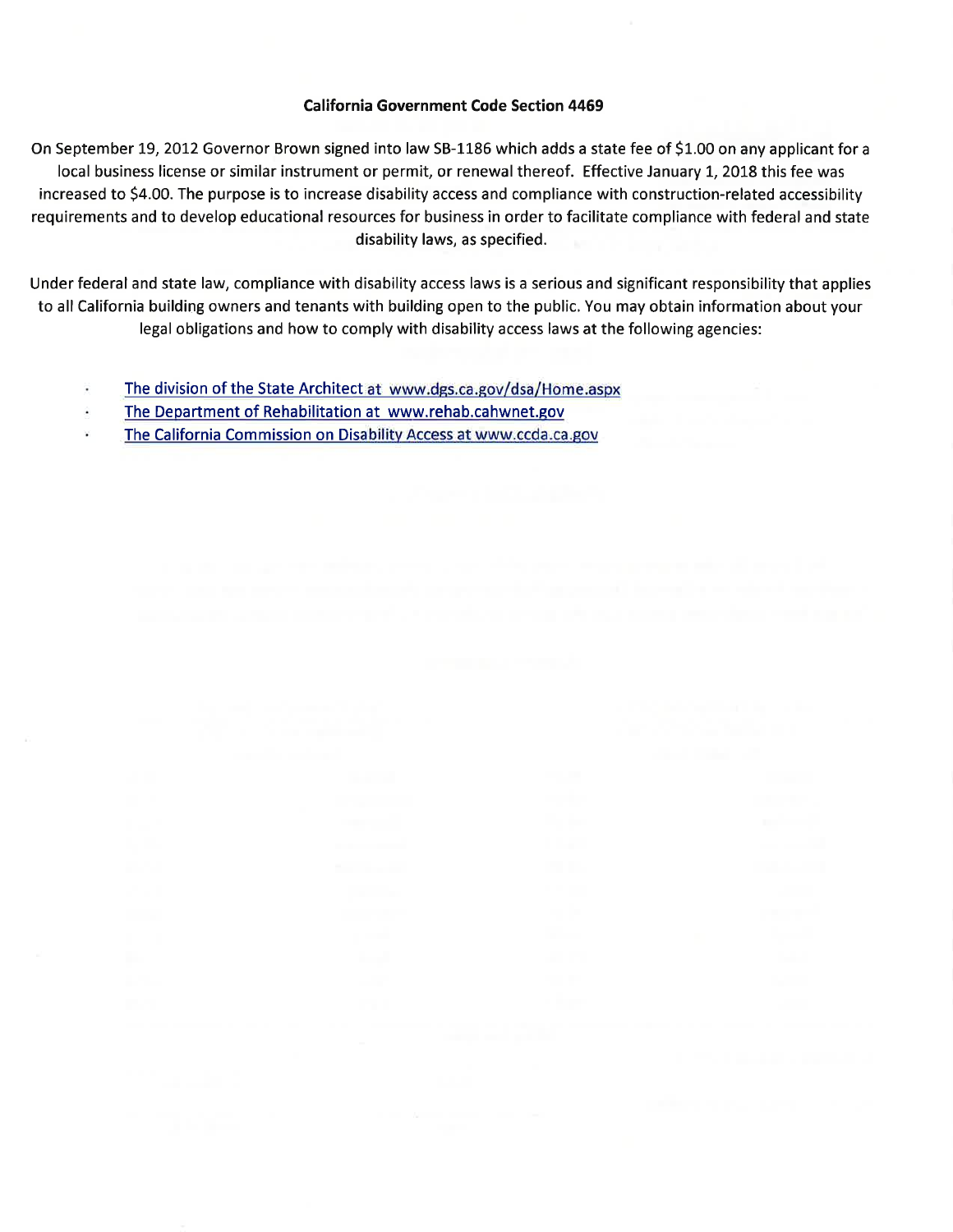**California Government Code Section 4469**

On September 19, 2012 Governor Brown signed into law SB-1186 which adds a state fee of $1.00 on any applicant for a local business license or similar instrument or permit, or renewal thereof. Effective January 1, 2018 this fee was increased to $4.00. The purpose is to increase disability access and compliance with construction-related accessibility requirements and to develop educational resources for business in order to facilitate compliance with federal and state disability laws, as specified.

Under federal and state law, compliance with disability access laws is a serious and significant responsibility that applies to all California building owners and tenants with building open to the public. You may obtain information about your legal obligations and how to comply with disability access laws at the following agencies:

- The division of the State Architect at www.dgs.ca.gov/dsa/Home.aspx
- The Department of Rehabilitation at www.rehab.cahwnet.gov
- The California Commission on Disability Access at www.ccda.ca.gov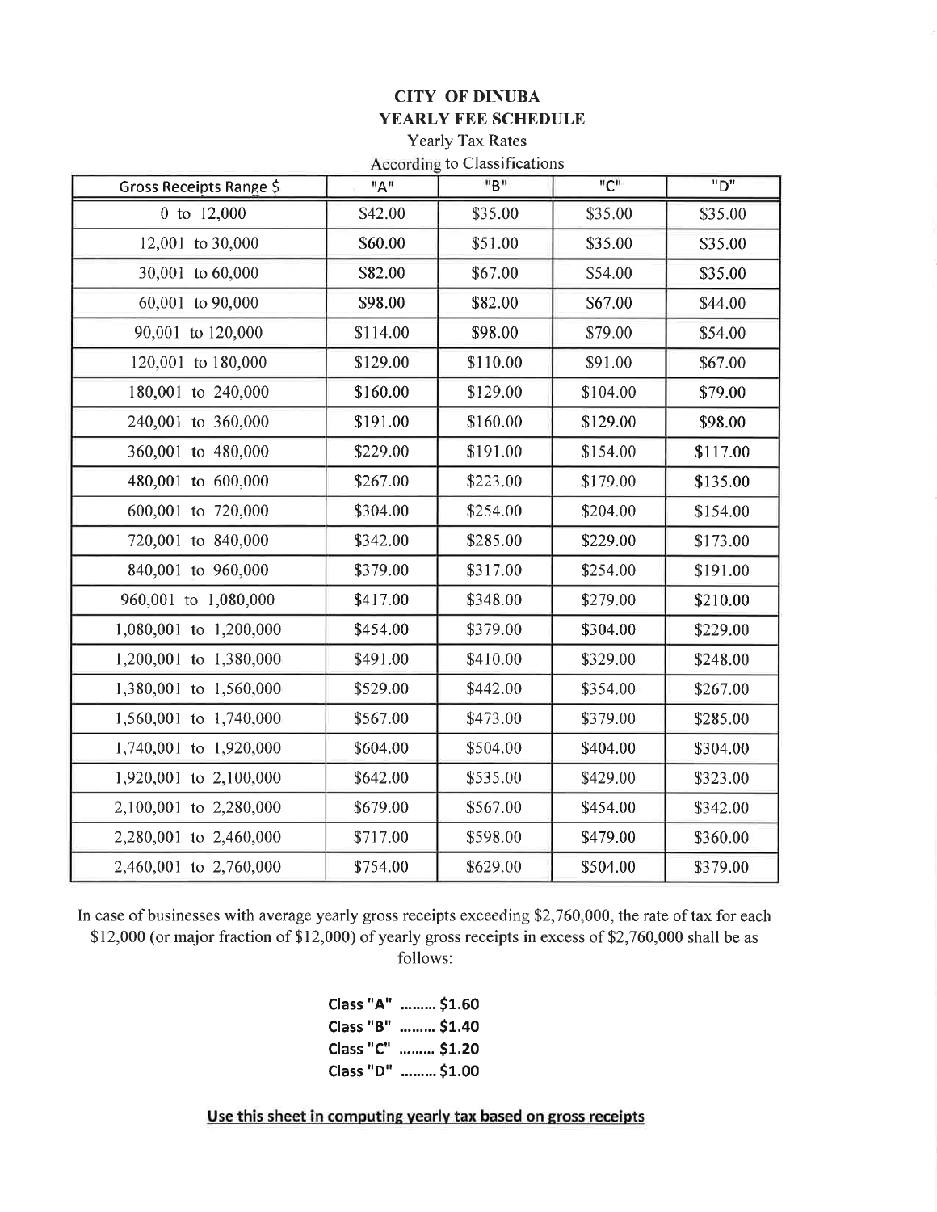# CITY OF DINUBA
## YEARLY FEE SCHEDULE

Yearly Tax Rates
According to Classifications

| Gross Receipts Range $ | "A" | "B" | "C" | "D" |
|---|---|---|---|---|
| 0 to 12,000 | $42.00 | $35.00 | $35.00 | $35.00 |
| 12,001 to 30,000 | $60.00 | $51.00 | $35.00 | $35.00 |
| 30,001 to 60,000 | $82.00 | $67.00 | $54.00 | $35.00 |
| 60,001 to 90,000 | $98.00 | $82.00 | $67.00 | $44.00 |
| 90,001 to 120,000 | $114.00 | $98.00 | $79.00 | $54.00 |
| 120,001 to 180,000 | $129.00 | $110.00 | $91.00 | $67.00 |
| 180,001 to 240,000 | $160.00 | $129.00 | $104.00 | $79.00 |
| 240,001 to 360,000 | $191.00 | $160.00 | $129.00 | $98.00 |
| 360,001 to 480,000 | $229.00 | $191.00 | $154.00 | $117.00 |
| 480,001 to 600,000 | $267.00 | $223.00 | $179.00 | $135.00 |
| 600,001 to 720,000 | $304.00 | $254.00 | $204.00 | $154.00 |
| 720,001 to 840,000 | $342.00 | $285.00 | $229.00 | $173.00 |
| 840,001 to 960,000 | $379.00 | $317.00 | $254.00 | $191.00 |
| 960,001 to 1,080,000 | $417.00 | $348.00 | $279.00 | $210.00 |
| 1,080,001 to 1,200,000 | $454.00 | $379.00 | $304.00 | $229.00 |
| 1,200,001 to 1,380,000 | $491.00 | $410.00 | $329.00 | $248.00 |
| 1,380,001 to 1,560,000 | $529.00 | $442.00 | $354.00 | $267.00 |
| 1,560,001 to 1,740,000 | $567.00 | $473.00 | $379.00 | $285.00 |
| 1,740,001 to 1,920,000 | $604.00 | $504.00 | $404.00 | $304.00 |
| 1,920,001 to 2,100,000 | $642.00 | $535.00 | $429.00 | $323.00 |
| 2,100,001 to 2,280,000 | $679.00 | $567.00 | $454.00 | $342.00 |
| 2,280,001 to 2,460,000 | $717.00 | $598.00 | $479.00 | $360.00 |
| 2,460,001 to 2,760,000 | $754.00 | $629.00 | $504.00 | $379.00 |

In case of businesses with average yearly gross receipts exceeding $2,760,000, the rate of tax for each $12,000 (or major fraction of $12,000) of yearly gross receipts in excess of $2,760,000 shall be as follows:

**Class "A" ......... $1.60**
**Class "B" ......... $1.40**
**Class "C" ......... $1.20**
**Class "D" ......... $1.00**

**Use this sheet in computing yearly tax based on gross receipts**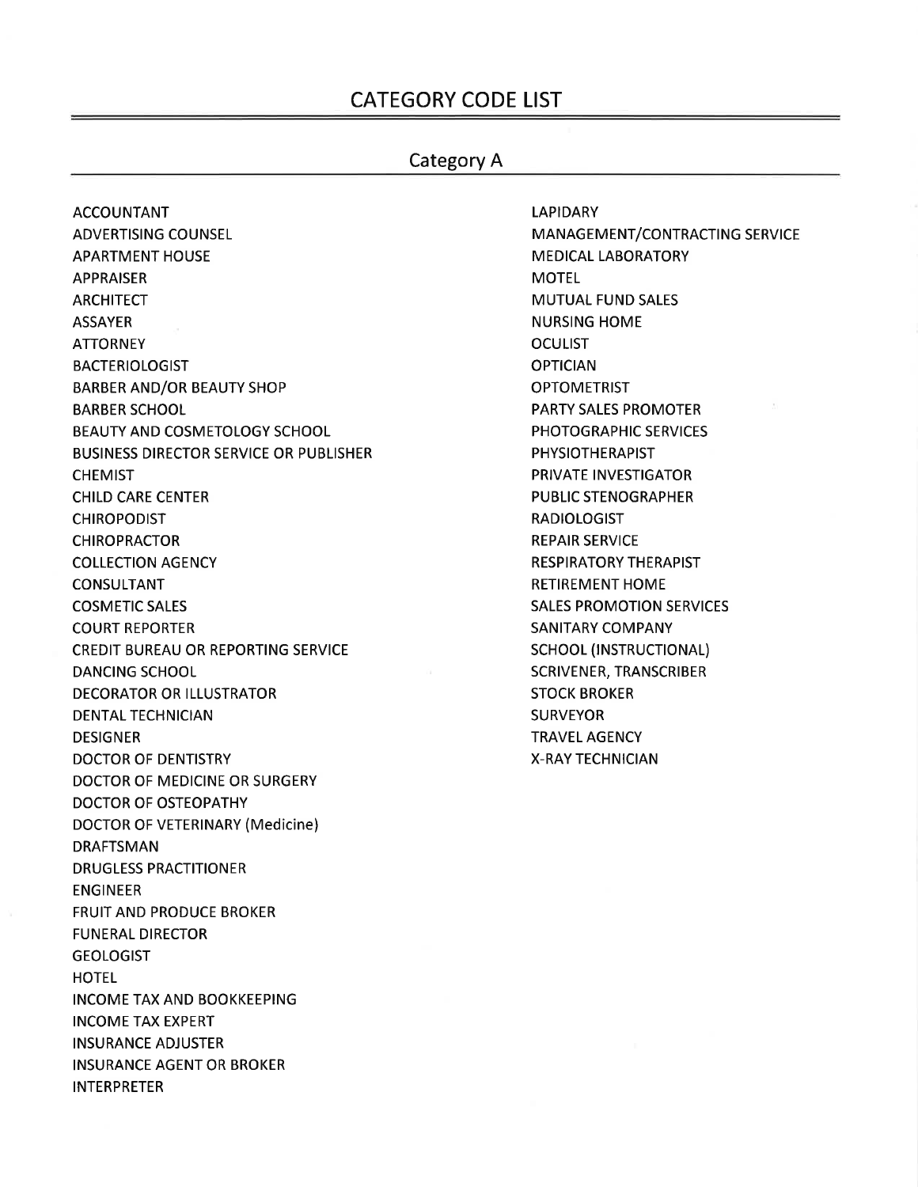# CATEGORY CODE LIST

## Category A

ACCOUNTANT
ADVERTISING COUNSEL
APARTMENT HOUSE
APPRAISER
ARCHITECT
ASSAYER
ATTORNEY
BACTERIOLOGIST
BARBER AND/OR BEAUTY SHOP
BARBER SCHOOL
BEAUTY AND COSMETOLOGY SCHOOL
BUSINESS DIRECTOR SERVICE OR PUBLISHER
CHEMIST
CHILD CARE CENTER
CHIROPODIST
CHIROPRACTOR
COLLECTION AGENCY
CONSULTANT
COSMETIC SALES
COURT REPORTER
CREDIT BUREAU OR REPORTING SERVICE
DANCING SCHOOL
DECORATOR OR ILLUSTRATOR
DENTAL TECHNICIAN
DESIGNER
DOCTOR OF DENTISTRY
DOCTOR OF MEDICINE OR SURGERY
DOCTOR OF OSTEOPATHY
DOCTOR OF VETERINARY (Medicine)
DRAFTSMAN
DRUGLESS PRACTITIONER
ENGINEER
FRUIT AND PRODUCE BROKER
FUNERAL DIRECTOR
GEOLOGIST
HOTEL
INCOME TAX AND BOOKKEEPING
INCOME TAX EXPERT
INSURANCE ADJUSTER
INSURANCE AGENT OR BROKER
INTERPRETER
LAPIDARY
MANAGEMENT/CONTRACTING SERVICE
MEDICAL LABORATORY
MOTEL
MUTUAL FUND SALES
NURSING HOME
OCULIST
OPTICIAN
OPTOMETRIST
PARTY SALES PROMOTER
PHOTOGRAPHIC SERVICES
PHYSIOTHERAPIST
PRIVATE INVESTIGATOR
PUBLIC STENOGRAPHER
RADIOLOGIST
REPAIR SERVICE
RESPIRATORY THERAPIST
RETIREMENT HOME
SALES PROMOTION SERVICES
SANITARY COMPANY
SCHOOL (INSTRUCTIONAL)
SCRIVENER, TRANSCRIBER
STOCK BROKER
SURVEYOR
TRAVEL AGENCY
X-RAY TECHNICIAN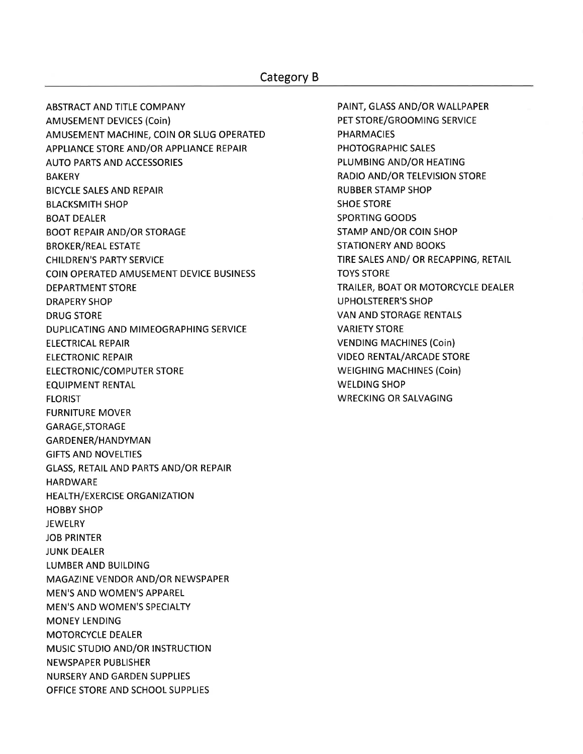## Category B

ABSTRACT AND TITLE COMPANY
AMUSEMENT DEVICES (Coin)
AMUSEMENT MACHINE, COIN OR SLUG OPERATED
APPLIANCE STORE AND/OR APPLIANCE REPAIR
AUTO PARTS AND ACCESSORIES
BAKERY
BICYCLE SALES AND REPAIR
BLACKSMITH SHOP
BOAT DEALER
BOOT REPAIR AND/OR STORAGE
BROKER/REAL ESTATE
CHILDREN'S PARTY SERVICE
COIN OPERATED AMUSEMENT DEVICE BUSINESS
DEPARTMENT STORE
DRAPERY SHOP
DRUG STORE
DUPLICATING AND MIMEOGRAPHING SERVICE
ELECTRICAL REPAIR
ELECTRONIC REPAIR
ELECTRONIC/COMPUTER STORE
EQUIPMENT RENTAL
FLORIST
FURNITURE MOVER
GARAGE,STORAGE
GARDENER/HANDYMAN
GIFTS AND NOVELTIES
GLASS, RETAIL AND PARTS AND/OR REPAIR
HARDWARE
HEALTH/EXERCISE ORGANIZATION
HOBBY SHOP
JEWELRY
JOB PRINTER
JUNK DEALER
LUMBER AND BUILDING
MAGAZINE VENDOR AND/OR NEWSPAPER
MEN'S AND WOMEN'S APPAREL
MEN'S AND WOMEN'S SPECIALTY
MONEY LENDING
MOTORCYCLE DEALER
MUSIC STUDIO AND/OR INSTRUCTION
NEWSPAPER PUBLISHER
NURSERY AND GARDEN SUPPLIES
OFFICE STORE AND SCHOOL SUPPLIES
PAINT, GLASS AND/OR WALLPAPER
PET STORE/GROOMING SERVICE
PHARMACIES
PHOTOGRAPHIC SALES
PLUMBING AND/OR HEATING
RADIO AND/OR TELEVISION STORE
RUBBER STAMP SHOP
SHOE STORE
SPORTING GOODS
STAMP AND/OR COIN SHOP
STATIONERY AND BOOKS
TIRE SALES AND/ OR RECAPPING, RETAIL
TOYS STORE
TRAILER, BOAT OR MOTORCYCLE DEALER
UPHOLSTERER'S SHOP
VAN AND STORAGE RENTALS
VARIETY STORE
VENDING MACHINES (Coin)
VIDEO RENTAL/ARCADE STORE
WEIGHING MACHINES (Coin)
WELDING SHOP
WRECKING OR SALVAGING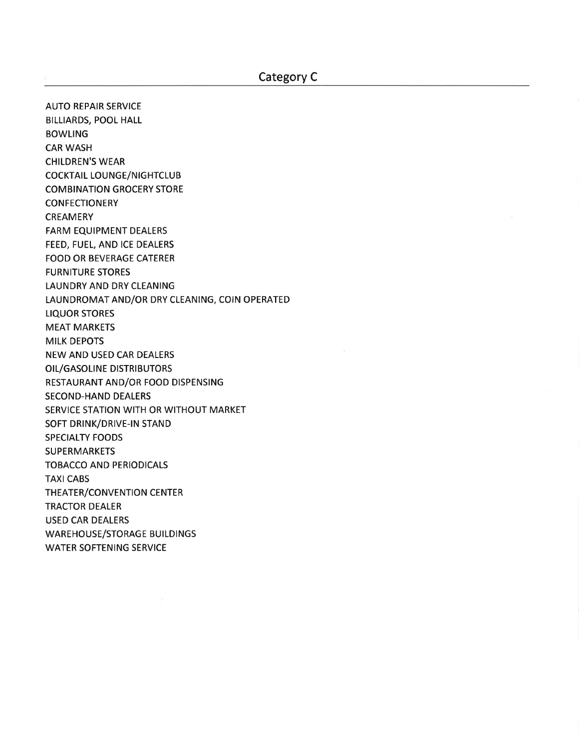## Category C

AUTO REPAIR SERVICE
BILLIARDS, POOL HALL
BOWLING
CAR WASH
CHILDREN'S WEAR
COCKTAIL LOUNGE/NIGHTCLUB
COMBINATION GROCERY STORE
CONFECTIONERY
CREAMERY
FARM EQUIPMENT DEALERS
FEED, FUEL, AND ICE DEALERS
FOOD OR BEVERAGE CATERER
FURNITURE STORES
LAUNDRY AND DRY CLEANING
LAUNDROMAT AND/OR DRY CLEANING, COIN OPERATED
LIQUOR STORES
MEAT MARKETS
MILK DEPOTS
NEW AND USED CAR DEALERS
OIL/GASOLINE DISTRIBUTORS
RESTAURANT AND/OR FOOD DISPENSING
SECOND-HAND DEALERS
SERVICE STATION WITH OR WITHOUT MARKET
SOFT DRINK/DRIVE-IN STAND
SPECIALTY FOODS
SUPERMARKETS
TOBACCO AND PERIODICALS
TAXI CABS
THEATER/CONVENTION CENTER
TRACTOR DEALER
USED CAR DEALERS
WAREHOUSE/STORAGE BUILDINGS
WATER SOFTENING SERVICE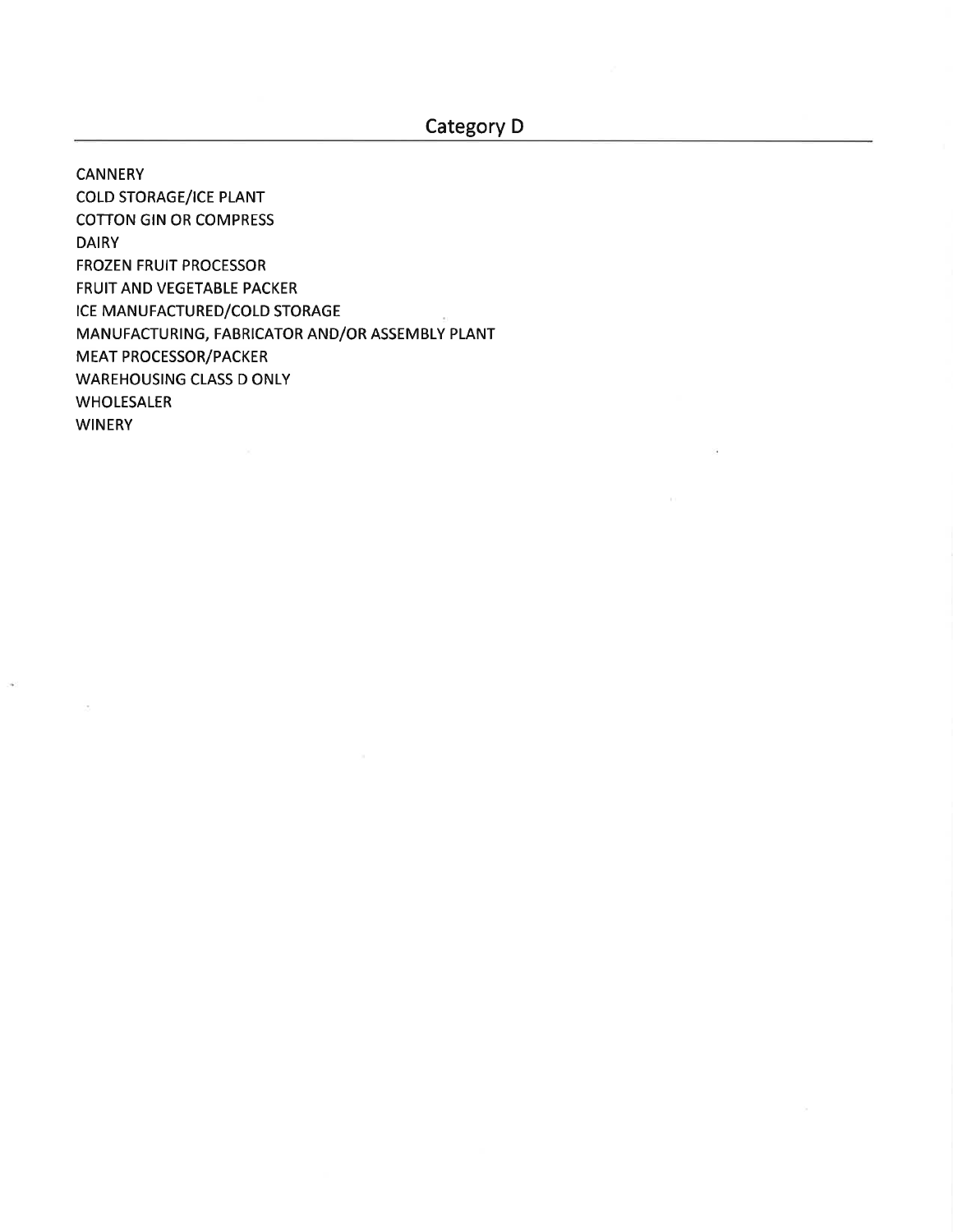## Category D

CANNERY
COLD STORAGE/ICE PLANT
COTTON GIN OR COMPRESS
DAIRY
FROZEN FRUIT PROCESSOR
FRUIT AND VEGETABLE PACKER
ICE MANUFACTURED/COLD STORAGE
MANUFACTURING, FABRICATOR AND/OR ASSEMBLY PLANT
MEAT PROCESSOR/PACKER
WAREHOUSING CLASS D ONLY
WHOLESALER
WINERY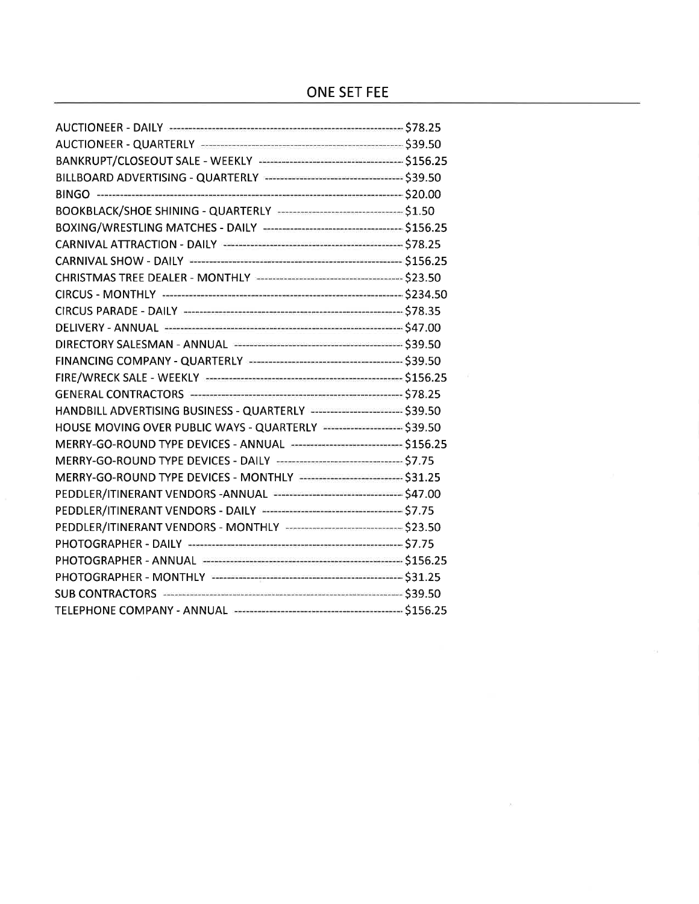## ONE SET FEE

AUCTIONEER - DAILY ------------------------------------------------------------ $78.25
AUCTIONEER - QUARTERLY ------------------------------------------------------- $39.50
BANKRUPT/CLOSEOUT SALE - WEEKLY -------------------------------------- $156.25
BILLBOARD ADVERTISING - QUARTERLY ----------------------------------- $39.50
BINGO ------------------------------------------------------------------------------ $20.00
BOOKBLACK/SHOE SHINING - QUARTERLY -------------------------------- $1.50
BOXING/WRESTLING MATCHES - DAILY ----------------------------------- $156.25
CARNIVAL ATTRACTION - DAILY --------------------------------------------- $78.25
CARNIVAL SHOW - DAILY ------------------------------------------------------ $156.25
CHRISTMAS TREE DEALER - MONTHLY ------------------------------------- $23.50
CIRCUS - MONTHLY ------------------------------------------------------------ $234.50
CIRCUS PARADE - DAILY ------------------------------------------------------ $78.35
DELIVERY - ANNUAL ------------------------------------------------------------ $47.00
DIRECTORY SALESMAN - ANNUAL ------------------------------------------- $39.50
FINANCING COMPANY - QUARTERLY --------------------------------------- $39.50
FIRE/WRECK SALE - WEEKLY ------------------------------------------------- $156.25
GENERAL CONTRACTORS ------------------------------------------------------ $78.25
HANDBILL ADVERTISING BUSINESS - QUARTERLY ----------------------- $39.50
HOUSE MOVING OVER PUBLIC WAYS - QUARTERLY -------------------- $39.50
MERRY-GO-ROUND TYPE DEVICES - ANNUAL ----------------------------- $156.25
MERRY-GO-ROUND TYPE DEVICES - DAILY -------------------------------- $7.75
MERRY-GO-ROUND TYPE DEVICES - MONTHLY -------------------------- $31.25
PEDDLER/ITINERANT VENDORS -ANNUAL --------------------------------- $47.00
PEDDLER/ITINERANT VENDORS - DAILY ------------------------------------ $7.75
PEDDLER/ITINERANT VENDORS - MONTHLY ------------------------------ $23.50
PHOTOGRAPHER - DAILY ------------------------------------------------------ $7.75
PHOTOGRAPHER - ANNUAL --------------------------------------------------- $156.25
PHOTOGRAPHER - MONTHLY ------------------------------------------------ $31.25
SUB CONTRACTORS ------------------------------------------------------------ $39.50
TELEPHONE COMPANY - ANNUAL ------------------------------------------ $156.25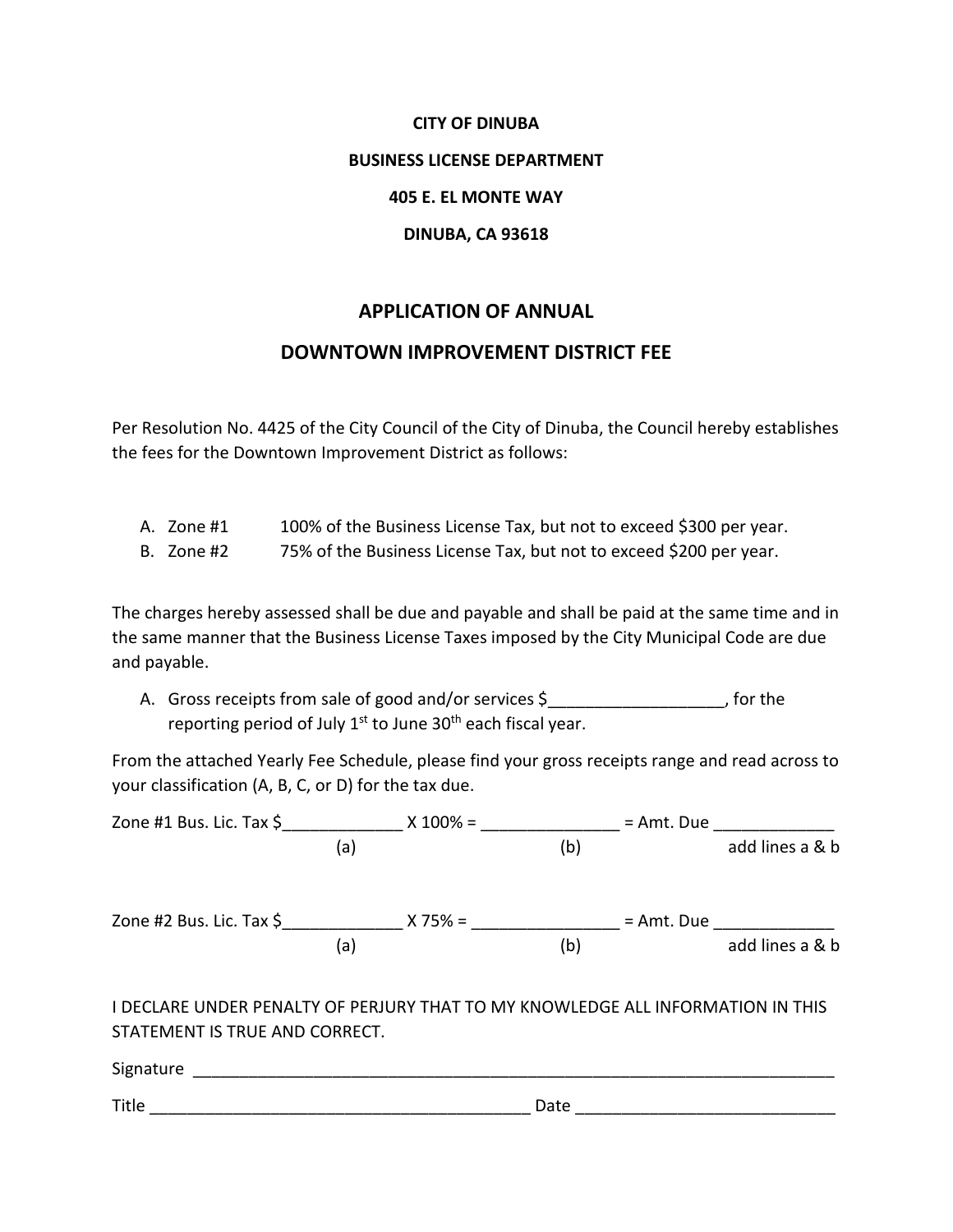**CITY OF DINUBA**

**BUSINESS LICENSE DEPARTMENT**

**405 E. EL MONTE WAY**

**DINUBA, CA 93618**

## APPLICATION OF ANNUAL

## DOWNTOWN IMPROVEMENT DISTRICT FEE

Per Resolution No. 4425 of the City Council of the City of Dinuba, the Council hereby establishes the fees for the Downtown Improvement District as follows:

A. Zone #1    100% of the Business License Tax, but not to exceed $300 per year.
B. Zone #2    75% of the Business License Tax, but not to exceed $200 per year.

The charges hereby assessed shall be due and payable and shall be paid at the same time and in the same manner that the Business License Taxes imposed by the City Municipal Code are due and payable.

A. Gross receipts from sale of good and/or services $___________________, for the reporting period of July 1st to June 30th each fiscal year.

From the attached Yearly Fee Schedule, please find your gross receipts range and read across to your classification (A, B, C, or D) for the tax due.

Zone #1 Bus. Lic. Tax $_____________ X 100% = _______________ = Amt. Due _____________
(a)    (b)    add lines a & b

Zone #2 Bus. Lic. Tax $_____________ X 75% = ________________ = Amt. Due _____________
(a)    (b)    add lines a & b

I DECLARE UNDER PENALTY OF PERJURY THAT TO MY KNOWLEDGE ALL INFORMATION IN THIS STATEMENT IS TRUE AND CORRECT.

Signature ___________________________________________________________________________

Title __________________________________________ Date ____________________________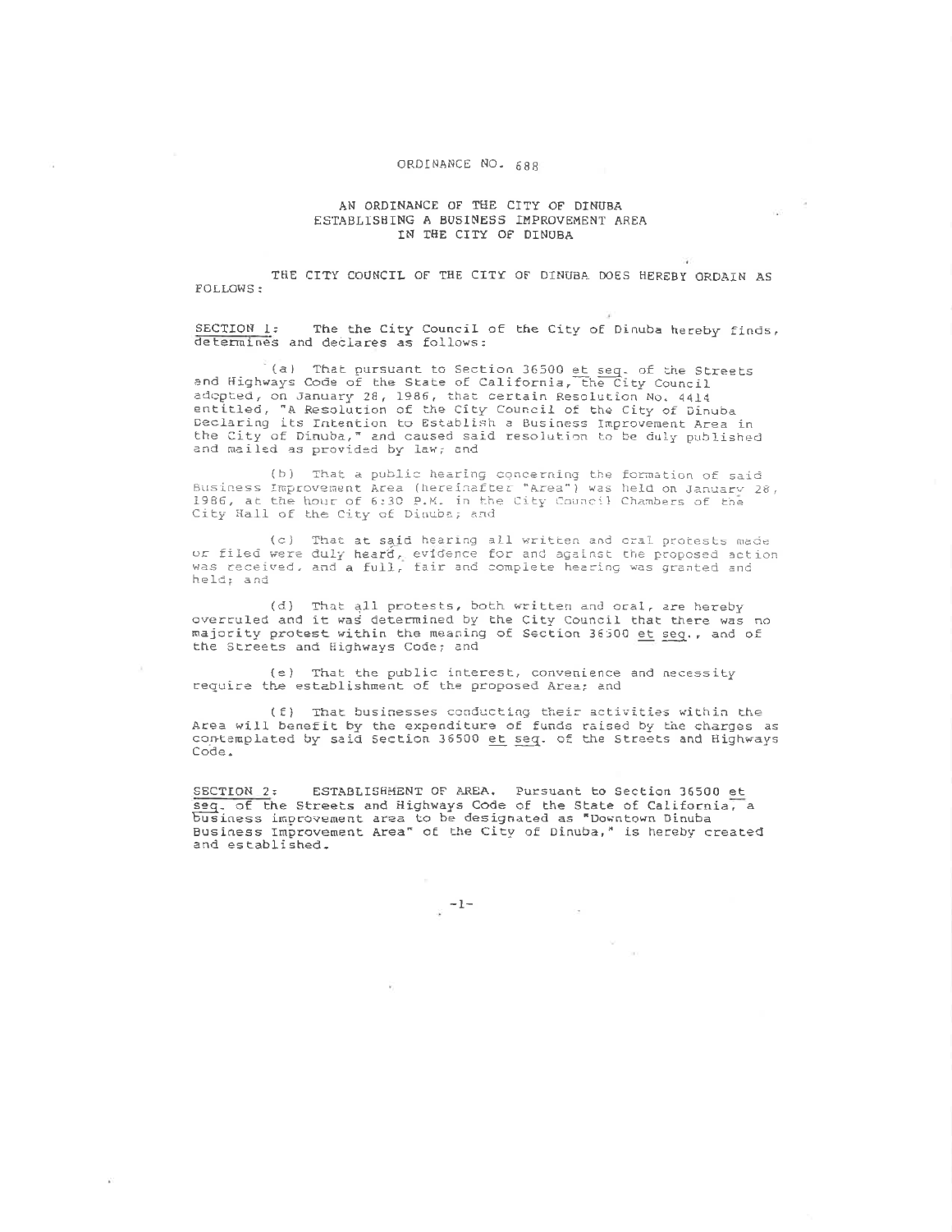ORDINANCE NO. 688

AN ORDINANCE OF THE CITY OF DINUBA
ESTABLISHING A BUSINESS IMPROVEMENT AREA
IN THE CITY OF DINUBA

THE CITY COUNCIL OF THE CITY OF DINUBA DOES HEREBY ORDAIN AS FOLLOWS:

SECTION 1: The the City Council of the City of Dinuba hereby finds, determines and declares as follows:

(a) That pursuant to Section 36500 et seq. of the Streets and Highways Code of the State of California, the City Council adopted, on January 28, 1986, that certain Resolution No. 4414 entitled, "A Resolution of the City Council of the City of Dinuba Declaring its Intention to Establish a Business Improvement Area in the City of Dinuba," and caused said resolution to be duly published and mailed as provided by law; and

(b) That a public hearing concerning the formation of said Business Improvement Area (hereinafter "Area") was held on January 28, 1986, at the hour of 6:30 P.M. in the City Council Chambers of the City Hall of the City of Dinuba; and

(c) That at said hearing all written and oral protests made or filed were duly heard, evidence for and against the proposed action was received, and a full, fair and complete hearing was granted and held; and

(d) That all protests, both written and oral, are hereby overruled and it was determined by the City Council that there was no majority protest within the meaning of Section 36500 et seq., and of the Streets and Highways Code; and

(e) That the public interest, convenience and necessity require the establishment of the proposed Area; and

(f) That businesses conducting their activities within the Area will benefit by the expenditure of funds raised by the charges as contemplated by said Section 36500 et seq. of the Streets and Highways Code.

SECTION 2: ESTABLISHMENT OF AREA. Pursuant to Section 36500 et seq. of the Streets and Highways Code of the State of California, a business improvement area to be designated as "Downtown Dinuba Business Improvement Area" of the City of Dinuba," is hereby created and established.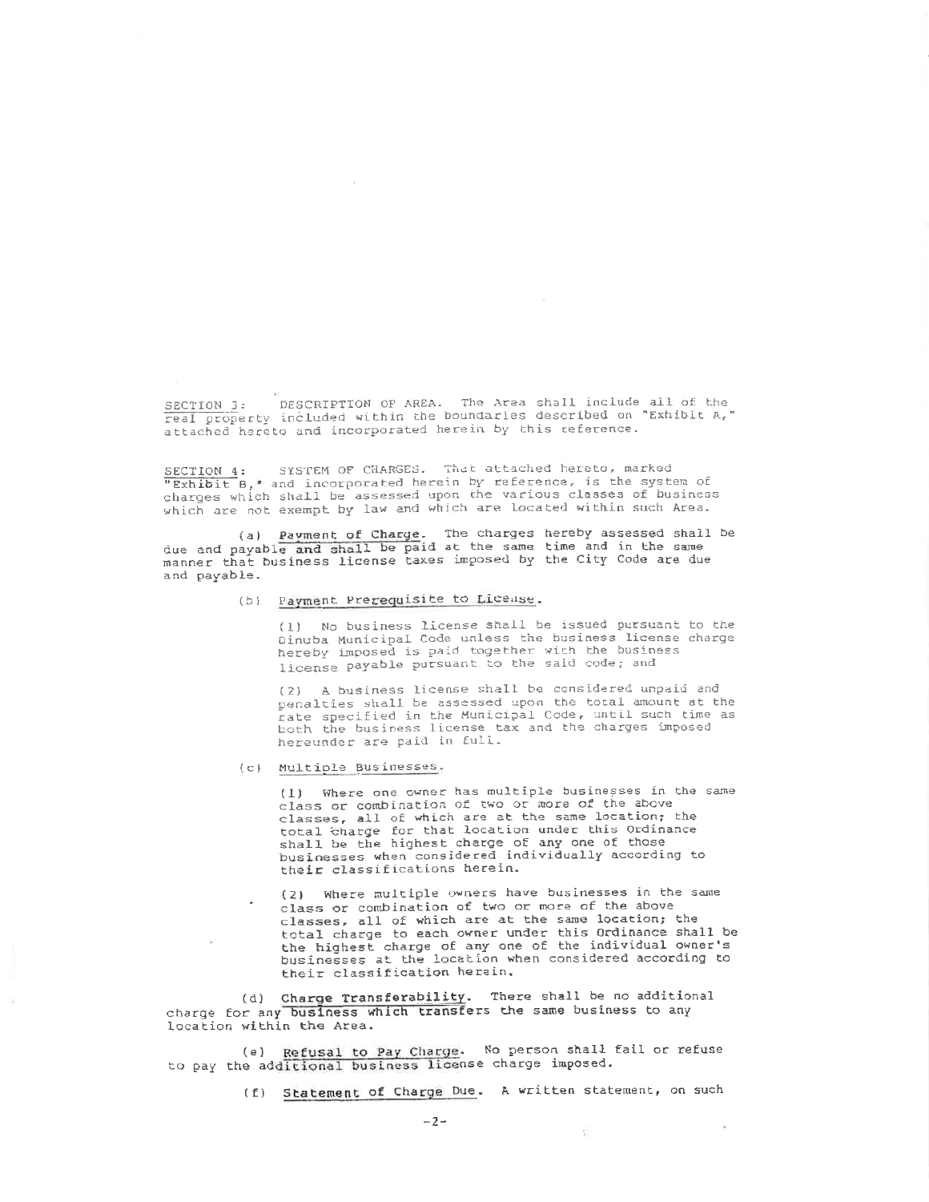SECTION 3: DESCRIPTION OF AREA. The Area shall include all of the real property included within the boundaries described on "Exhibit A," attached hereto and incorporated herein by this reference.

SECTION 4: SYSTEM OF CHARGES. That attached hereto, marked "Exhibit B," and incorporated herein by reference, is the system of charges which shall be assessed upon the various classes of business which are not exempt by law and which are located within such Area.

(a) Payment of Charge. The charges hereby assessed shall be due and payable and shall be paid at the same time and in the same manner that business license taxes imposed by the City Code are due and payable.

(b) Payment Prerequisite to License.

(1) No business license shall be issued pursuant to the Dinuba Municipal Code unless the business license charge hereby imposed is paid together with the business license payable pursuant to the said code; and

(2) A business license shall be considered unpaid and penalties shall be assessed upon the total amount at the rate specified in the Municipal Code, until such time as both the business license tax and the charges imposed hereunder are paid in full.

(c) Multiple Businesses.

(1) Where one owner has multiple businesses in the same class or combination of two or more of the above classes, all of which are at the same location; the total charge for that location under this Ordinance shall be the highest charge of any one of those businesses when considered individually according to their classifications herein.

(2) Where multiple owners have businesses in the same class or combination of two or more of the above classes, all of which are at the same location; the total charge to each owner under this Ordinance shall be the highest charge of any one of the individual owner's businesses at the location when considered according to their classification herein.

(d) Charge Transferability. There shall be no additional charge for any business which transfers the same business to any location within the Area.

(e) Refusal to Pay Charge. No person shall fail or refuse to pay the additional business license charge imposed.

(f) Statement of Charge Due. A written statement, on such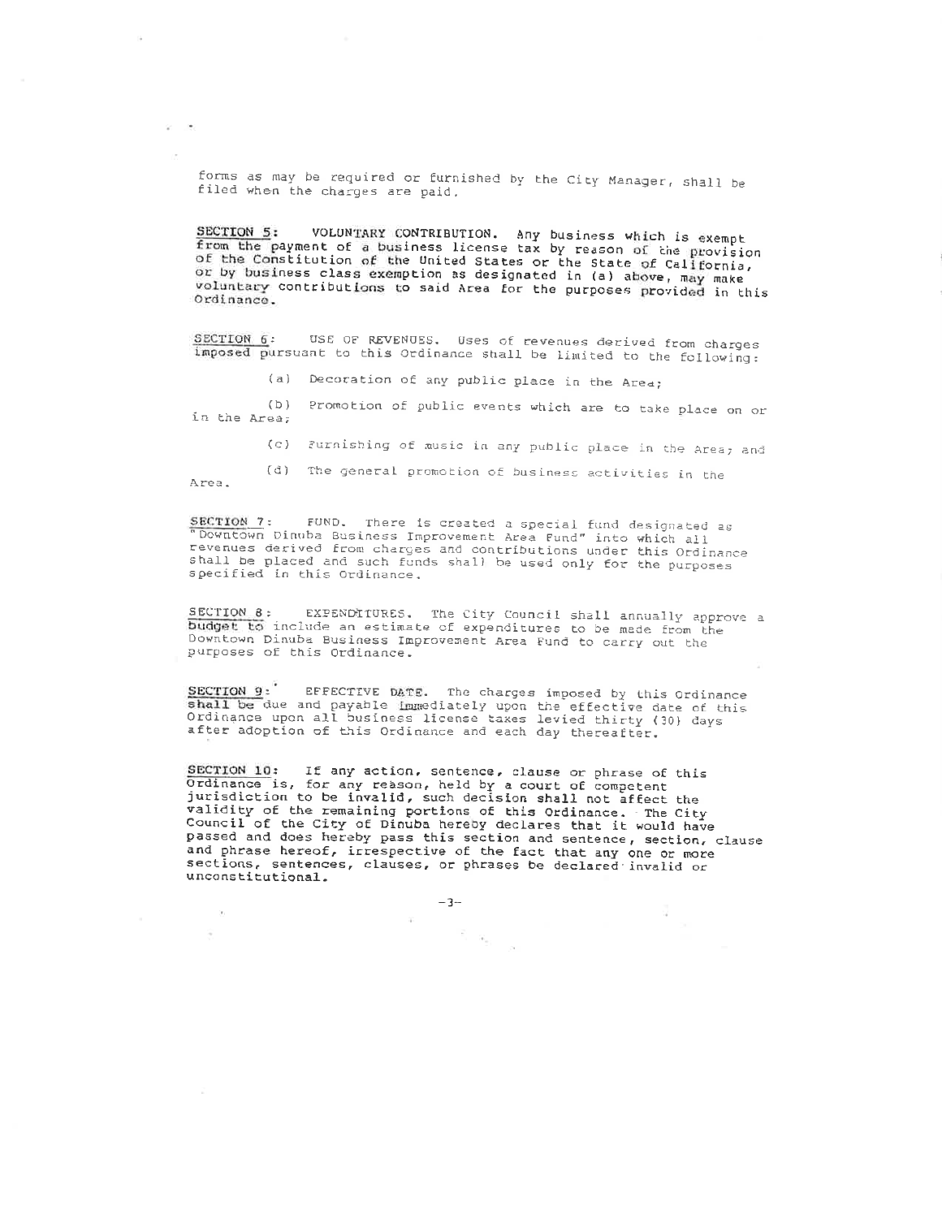forms as may be required or furnished by the City Manager, shall be filed when the charges are paid.

SECTION 5: VOLUNTARY CONTRIBUTION. Any business which is exempt from the payment of a business license tax by reason of the provision of the Constitution of the United States or the State of California, or by business class exemption as designated in (a) above, may make voluntary contributions to said Area for the purposes provided in this Ordinance.

SECTION 6: USE OF REVENUES. Uses of revenues derived from charges imposed pursuant to this Ordinance shall be limited to the following:

(a) Decoration of any public place in the Area;

(b) Promotion of public events which are to take place on or in the Area;

(c) Furnishing of music in any public place in the Area; and

(d) The general promotion of business activities in the Area.

SECTION 7: FUND. There is created a special fund designated as "Downtown Dinuba Business Improvement Area Fund" into which all revenues derived from charges and contributions under this Ordinance shall be placed and such funds shall be used only for the purposes specified in this Ordinance.

SECTION 8: EXPENDITURES. The City Council shall annually approve a budget to include an estimate of expenditures to be made from the Downtown Dinuba Business Improvement Area Fund to carry out the purposes of this Ordinance.

SECTION 9: EFFECTIVE DATE. The charges imposed by this Ordinance shall be due and payable immediately upon the effective date of this Ordinance upon all business license taxes levied thirty (30) days after adoption of this Ordinance and each day thereafter.

SECTION 10: If any action, sentence, clause or phrase of this Ordinance is, for any reason, held by a court of competent jurisdiction to be invalid, such decision shall not affect the validity of the remaining portions of this Ordinance. The City Council of the City of Dinuba hereby declares that it would have passed and does hereby pass this section and sentence, section, clause and phrase hereof, irrespective of the fact that any one or more sections, sentences, clauses, or phrases be declared invalid or unconstitutional.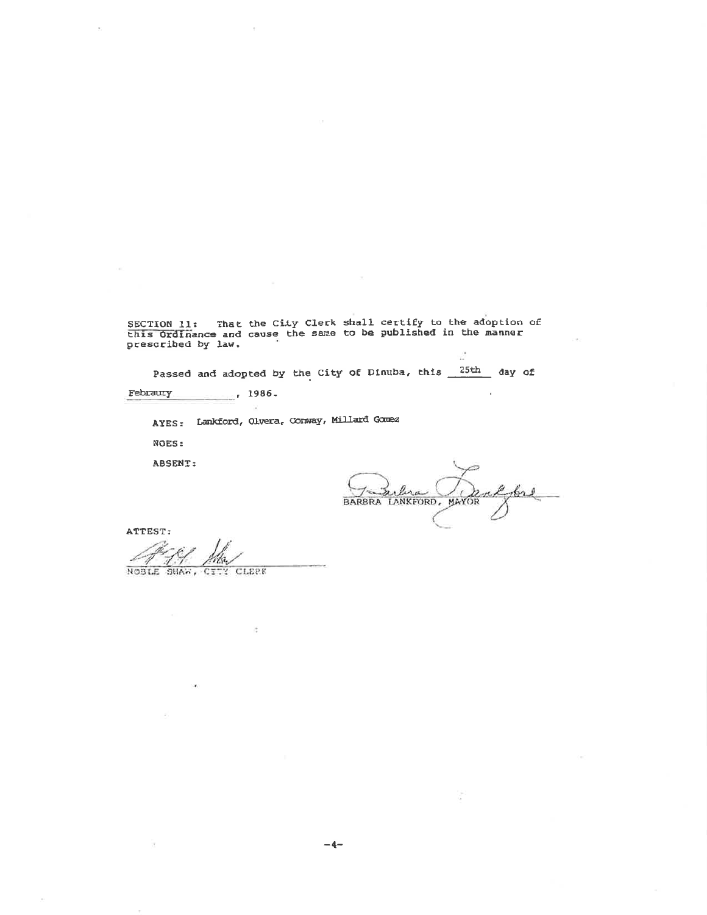SECTION 11: That the City Clerk shall certify to the adoption of this Ordinance and cause the same to be published in the manner prescribed by law.

Passed and adopted by the City of Dinuba, this 25th day of Febraury, 1986.

AYES: Lankford, Olvera, Conway, Millard Gomez

NOES:

ABSENT:

BARBRA LANKFORD, MAYOR

ATTEST:

NOBLE SHAW, CITY CLERK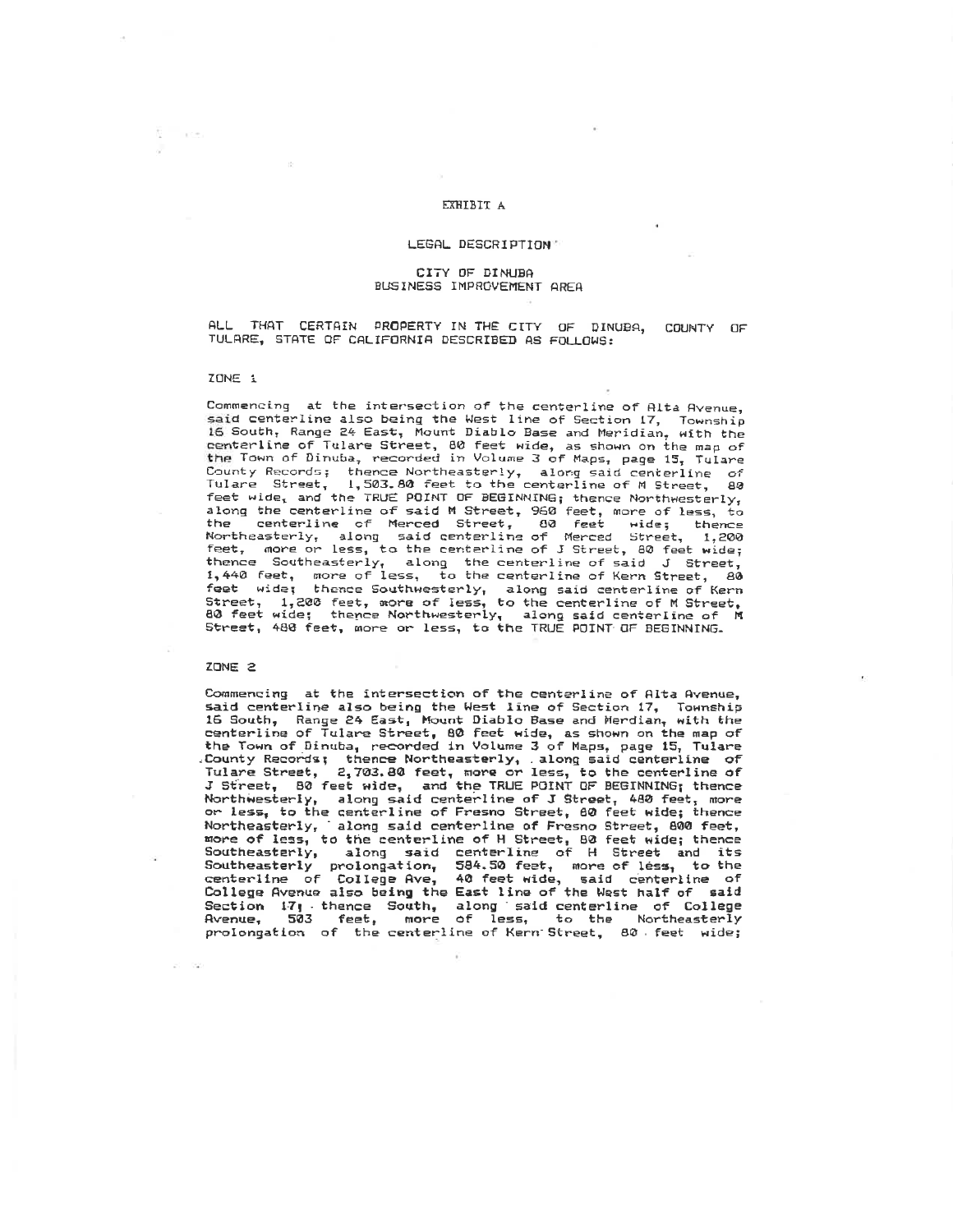EXHIBIT A

LEGAL DESCRIPTION

CITY OF DINUBA
BUSINESS IMPROVEMENT AREA

ALL THAT CERTAIN PROPERTY IN THE CITY OF DINUBA, COUNTY OF TULARE, STATE OF CALIFORNIA DESCRIBED AS FOLLOWS:

ZONE 1

Commencing at the intersection of the centerline of Alta Avenue, said centerline also being the West line of Section 17, Township 16 South, Range 24 East, Mount Diablo Base and Meridian, with the centerline of Tulare Street, 80 feet wide, as shown on the map of the Town of Dinuba, recorded in Volume 3 of Maps, page 15, Tulare County Records; thence Northeasterly, along said centerline of Tulare Street, 1,503.80 feet to the centerline of M Street, 80 feet wide, and the TRUE POINT OF BEGINNING; thence Northwesterly, along the centerline of said M Street, 960 feet, more of less, to the centerline of Merced Street, 80 feet wide; thence Northeasterly, along said centerline of Merced Street, 1,200 feet, more or less, to the centerline of J Street, 80 feet wide; thence Southeasterly, along the centerline of said J Street, 1,440 feet, more of less, to the centerline of Kern Street, 80 feet wide; thence Southwesterly, along said centerline of Kern Street, 1,200 feet, more of less, to the centerline of M Street, 80 feet wide; thence Northwesterly, along said centerline of M Street, 480 feet, more or less, to the TRUE POINT OF BEGINNING.

ZONE 2

Commencing at the intersection of the centerline of Alta Avenue, said centerline also being the West line of Section 17, Township 16 South, Range 24 East, Mount Diablo Base and Merdian, with the centerline of Tulare Street, 80 feet wide, as shown on the map of the Town of Dinuba, recorded in Volume 3 of Maps, page 15, Tulare County Records; thence Northeasterly, along said centerline of Tulare Street, 2,703.80 feet, more or less, to the centerline of J Street, 80 feet wide, and the TRUE POINT OF BEGINNING; thence Northwesterly, along said centerline of J Street, 480 feet, more or less, to the centerline of Fresno Street, 80 feet wide; thence Northeasterly, along said centerline of Fresno Street, 800 feet, more of less, to the centerline of H Street, 80 feet wide; thence Southeasterly, along said centerline of H Street and its Southeasterly prolongation, 584.50 feet, more of less, to the centerline of College Ave, 40 feet wide, said centerline of College Avenue also being the East line of the West half of said Section 17; thence South, along said centerline of College Avenue, 503 feet, more of less, to the Northeasterly prolongation of the centerline of Kern Street, 80 feet wide;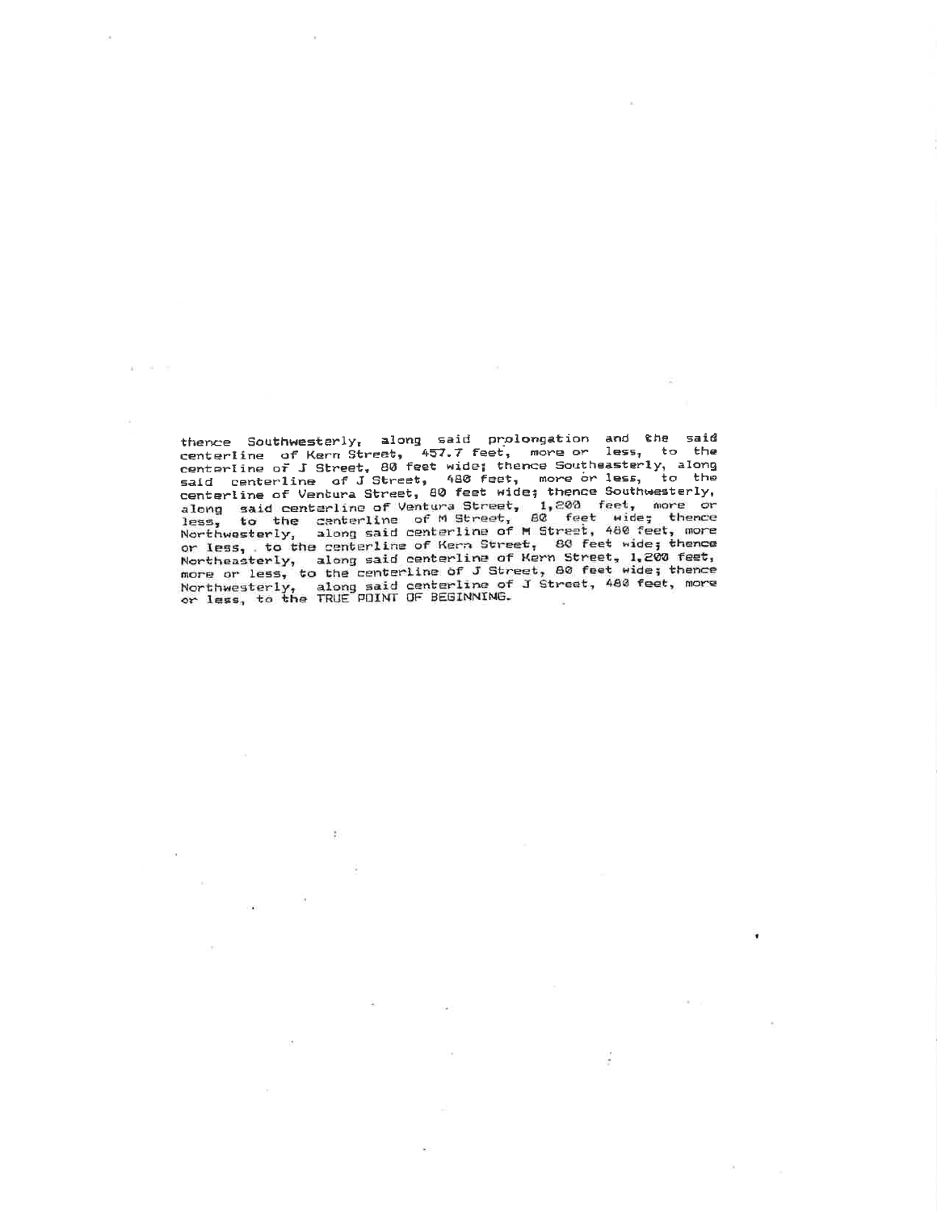thence Southwesterly, along said prolongation and the said centerline of Kern Street, 457.7 feet, more or less, to the centerline of J Street, 80 feet wide; thence Southeasterly, along said centerline of J Street, 480 feet, more or less, to the centerline of Ventura Street, 80 feet wide; thence Southwesterly, along said centerline of Ventura Street, 1,200 feet, more or less, to the centerline of M Street, 80 feet wide; thence Northwesterly, along said centerline of M Street, 480 feet, more or less, to the centerline of Kern Street, 80 feet wide; thence Northeasterly, along said centerline of Kern Street, 1,200 feet, more or less, to the centerline of J Street, 80 feet wide; thence Northwesterly, along said centerline of J Street, 480 feet, more or less, to the TRUE POINT OF BEGINNING.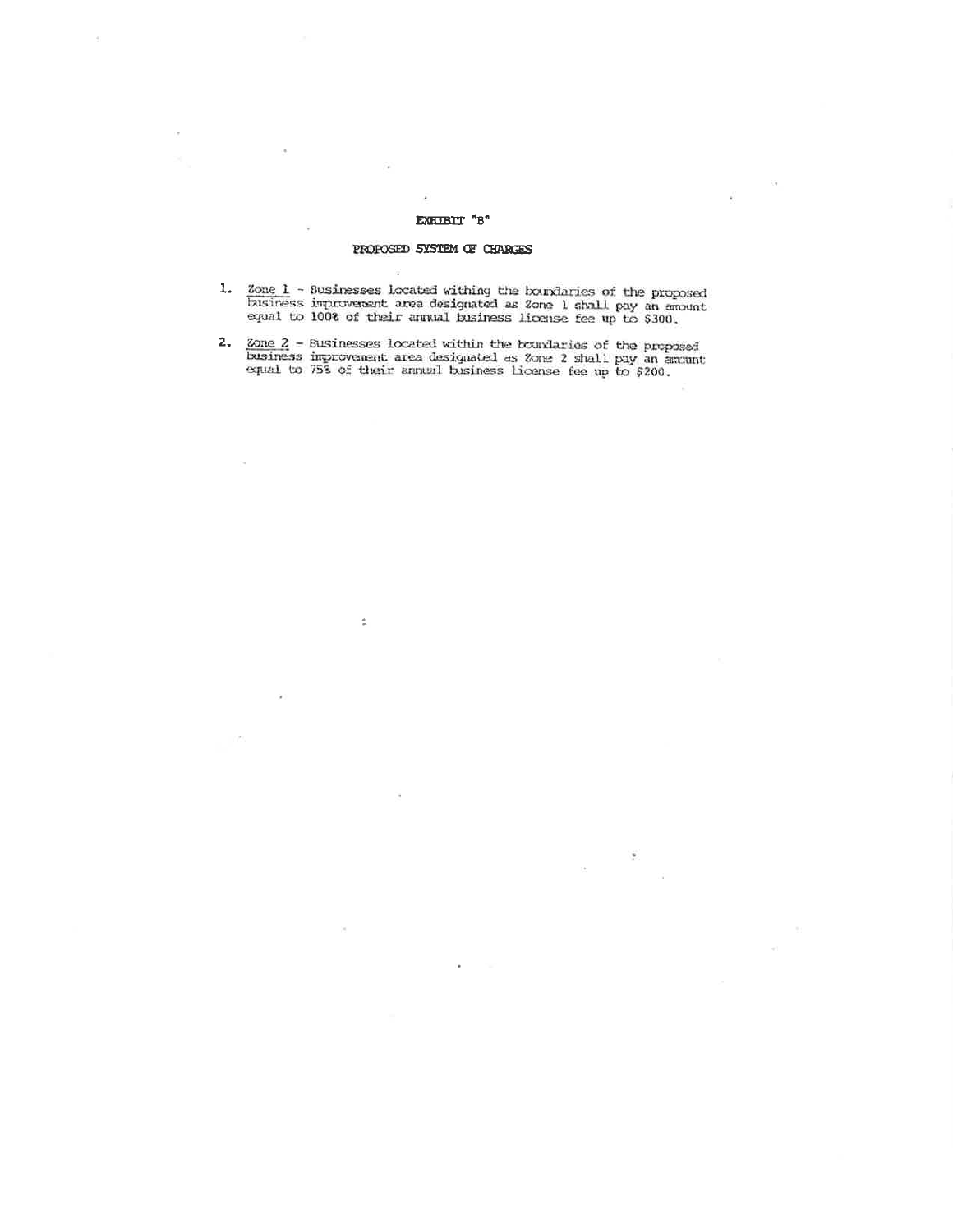# EXHIBIT "B"

## PROPOSED SYSTEM OF CHARGES

1. Zone 1 - Businesses located withing the boundaries of the proposed business improvement area designated as Zone 1 shall pay an amount equal to 100% of their annual business license fee up to $300.

2. Zone 2 - Businesses located within the boundaries of the proposed business improvement area designated as Zone 2 shall pay an amount equal to 75% of their annual business license fee up to $200.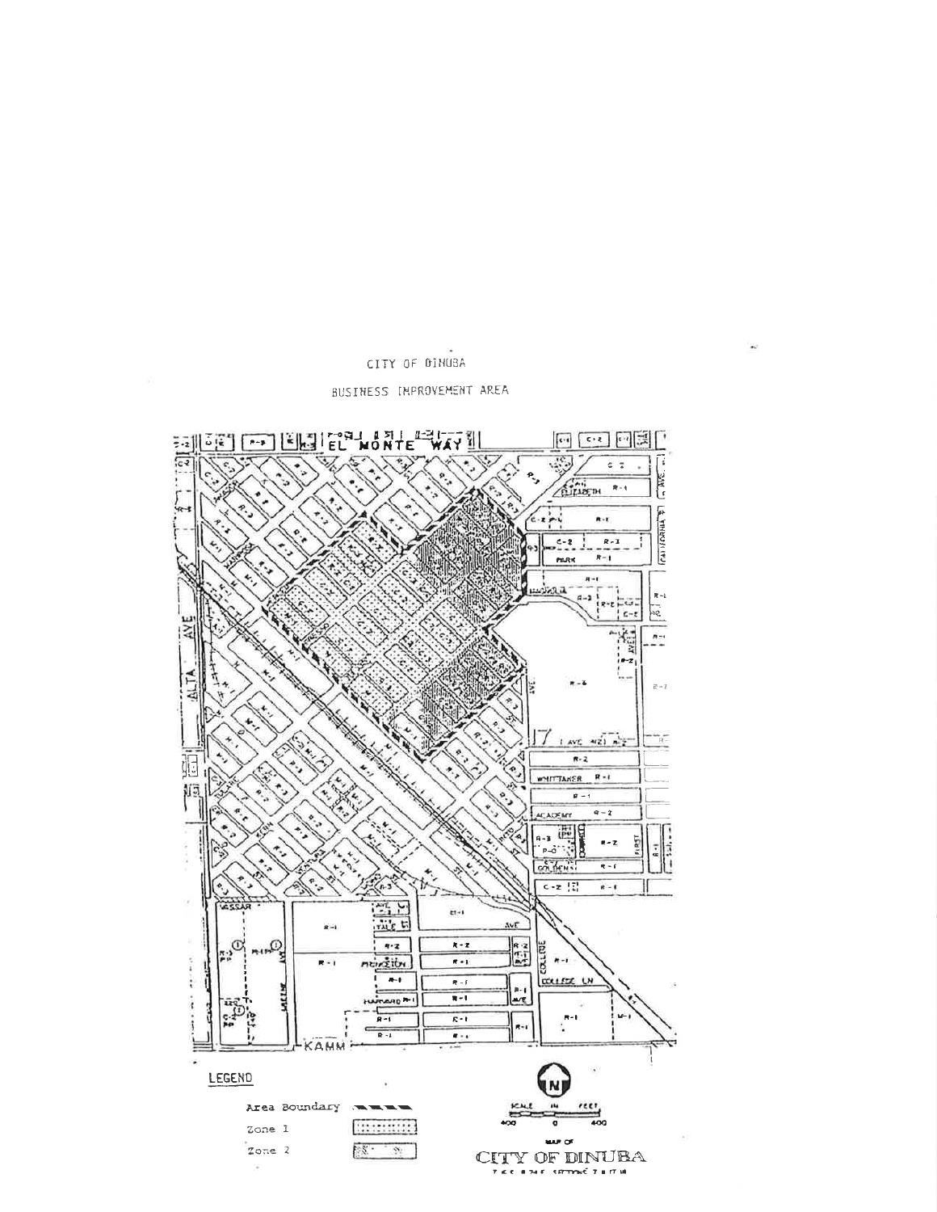CITY OF DINUBA

BUSINESS IMPROVEMENT AREA

LEGEND

Area Boundary

Zone 1

Zone 2

MAP OF

CITY OF DINUBA